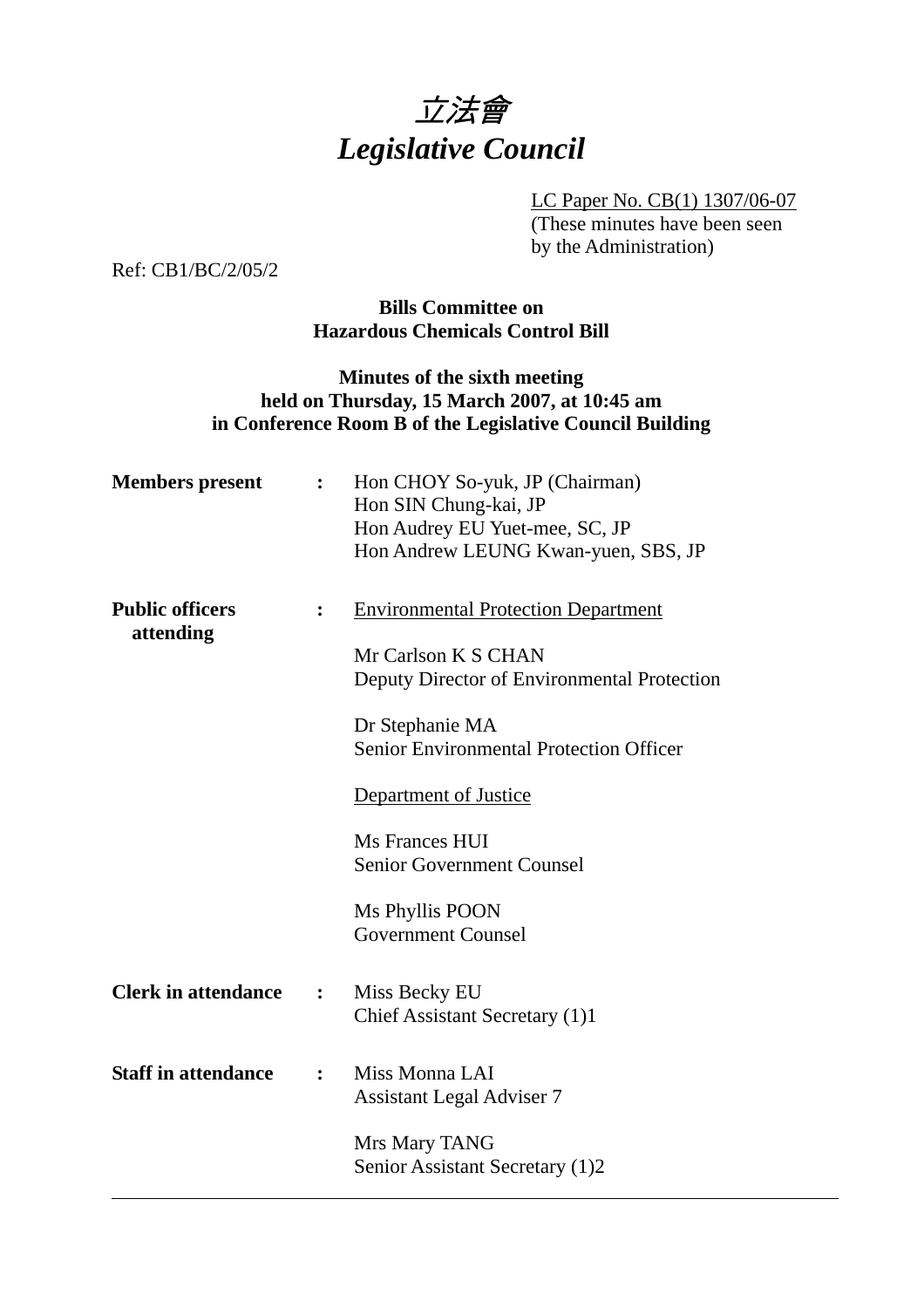# *立法會*
# *Legislative Council*

LC Paper No. CB(1) 1307/06-07
(These minutes have been seen by the Administration)

Ref: CB1/BC/2/05/2

**Bills Committee on**
**Hazardous Chemicals Control Bill**

**Minutes of the sixth meeting**
**held on Thursday, 15 March 2007, at 10:45 am**
**in Conference Room B of the Legislative Council Building**

**Members present** : Hon CHOY So-yuk, JP (Chairman)
Hon SIN Chung-kai, JP
Hon Audrey EU Yuet-mee, SC, JP
Hon Andrew LEUNG Kwan-yuen, SBS, JP

**Public officers attending** : Environmental Protection Department

Mr Carlson K S CHAN
Deputy Director of Environmental Protection

Dr Stephanie MA
Senior Environmental Protection Officer

Department of Justice

Ms Frances HUI
Senior Government Counsel

Ms Phyllis POON
Government Counsel

**Clerk in attendance** : Miss Becky EU
Chief Assistant Secretary (1)1

**Staff in attendance** : Miss Monna LAI
Assistant Legal Adviser 7

Mrs Mary TANG
Senior Assistant Secretary (1)2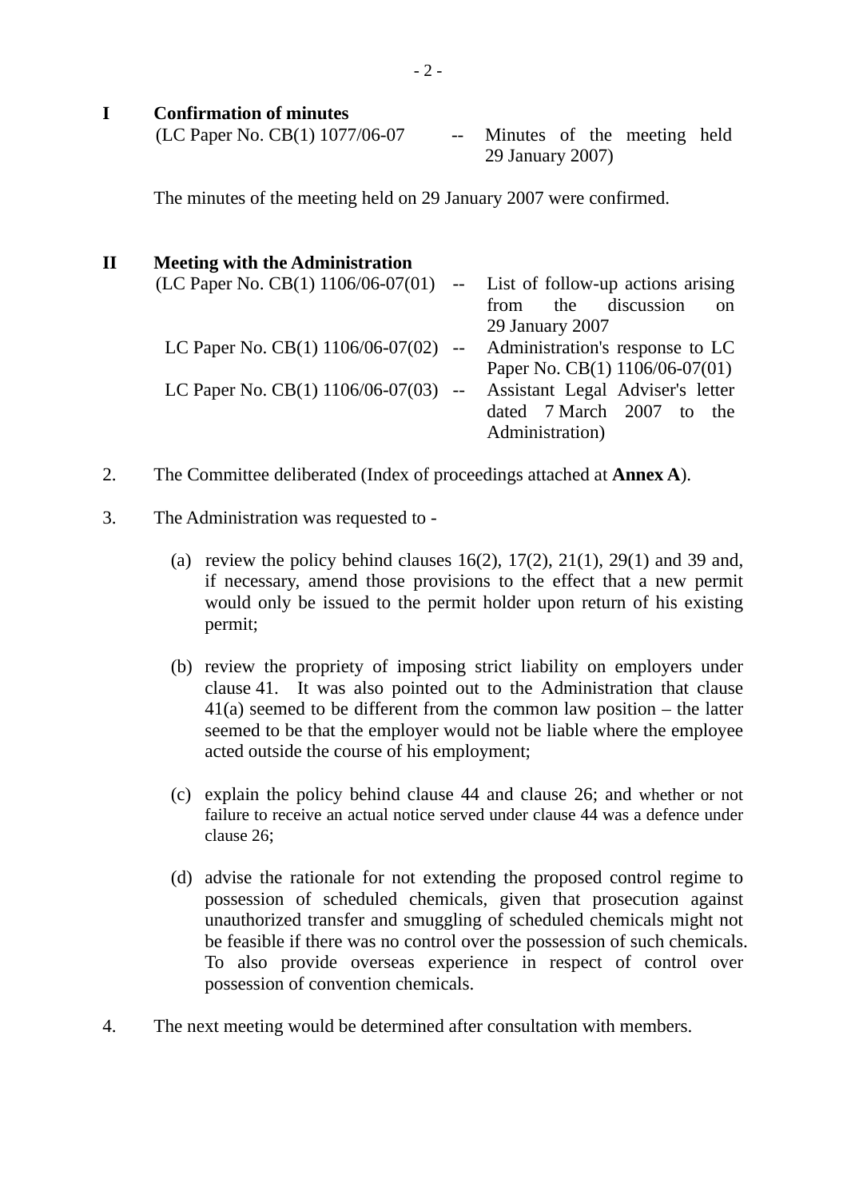## I Confirmation of minutes

(LC Paper No. CB(1) 1077/06-07 -- Minutes of the meeting held 29 January 2007)

The minutes of the meeting held on 29 January 2007 were confirmed.

## II Meeting with the Administration

(LC Paper No. CB(1) 1106/06-07(01) -- List of follow-up actions arising from the discussion on 29 January 2007

LC Paper No. CB(1) 1106/06-07(02) -- Administration's response to LC Paper No. CB(1) 1106/06-07(01)

LC Paper No. CB(1) 1106/06-07(03) -- Assistant Legal Adviser's letter dated 7 March 2007 to the Administration)

2. The Committee deliberated (Index of proceedings attached at **Annex A**).

3. The Administration was requested to -

(a) review the policy behind clauses 16(2), 17(2), 21(1), 29(1) and 39 and, if necessary, amend those provisions to the effect that a new permit would only be issued to the permit holder upon return of his existing permit;

(b) review the propriety of imposing strict liability on employers under clause 41. It was also pointed out to the Administration that clause 41(a) seemed to be different from the common law position – the latter seemed to be that the employer would not be liable where the employee acted outside the course of his employment;

(c) explain the policy behind clause 44 and clause 26; and whether or not failure to receive an actual notice served under clause 44 was a defence under clause 26;

(d) advise the rationale for not extending the proposed control regime to possession of scheduled chemicals, given that prosecution against unauthorized transfer and smuggling of scheduled chemicals might not be feasible if there was no control over the possession of such chemicals. To also provide overseas experience in respect of control over possession of convention chemicals.

4. The next meeting would be determined after consultation with members.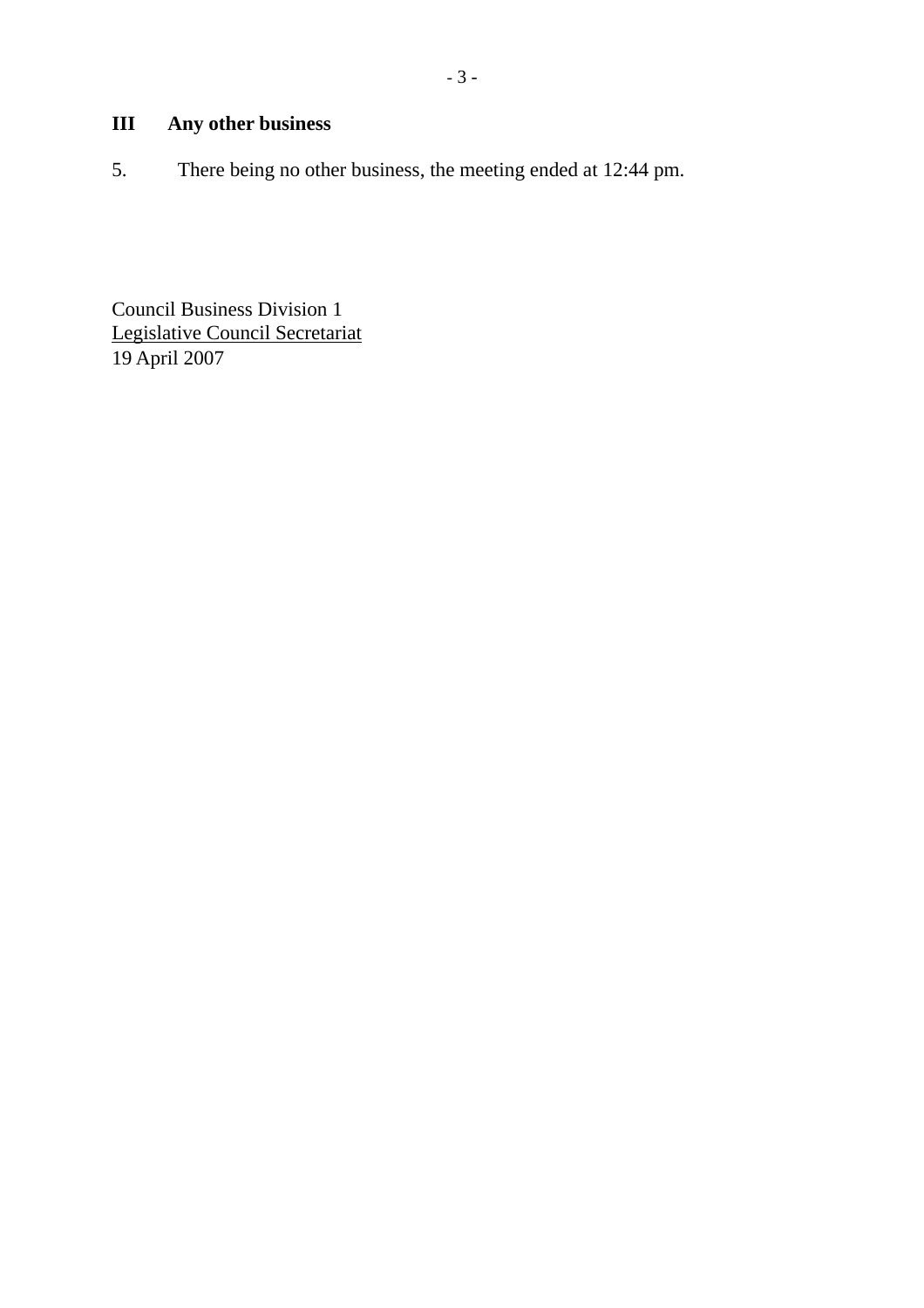## III Any other business

5. There being no other business, the meeting ended at 12:44 pm.

Council Business Division 1
<u>Legislative Council Secretariat</u>
19 April 2007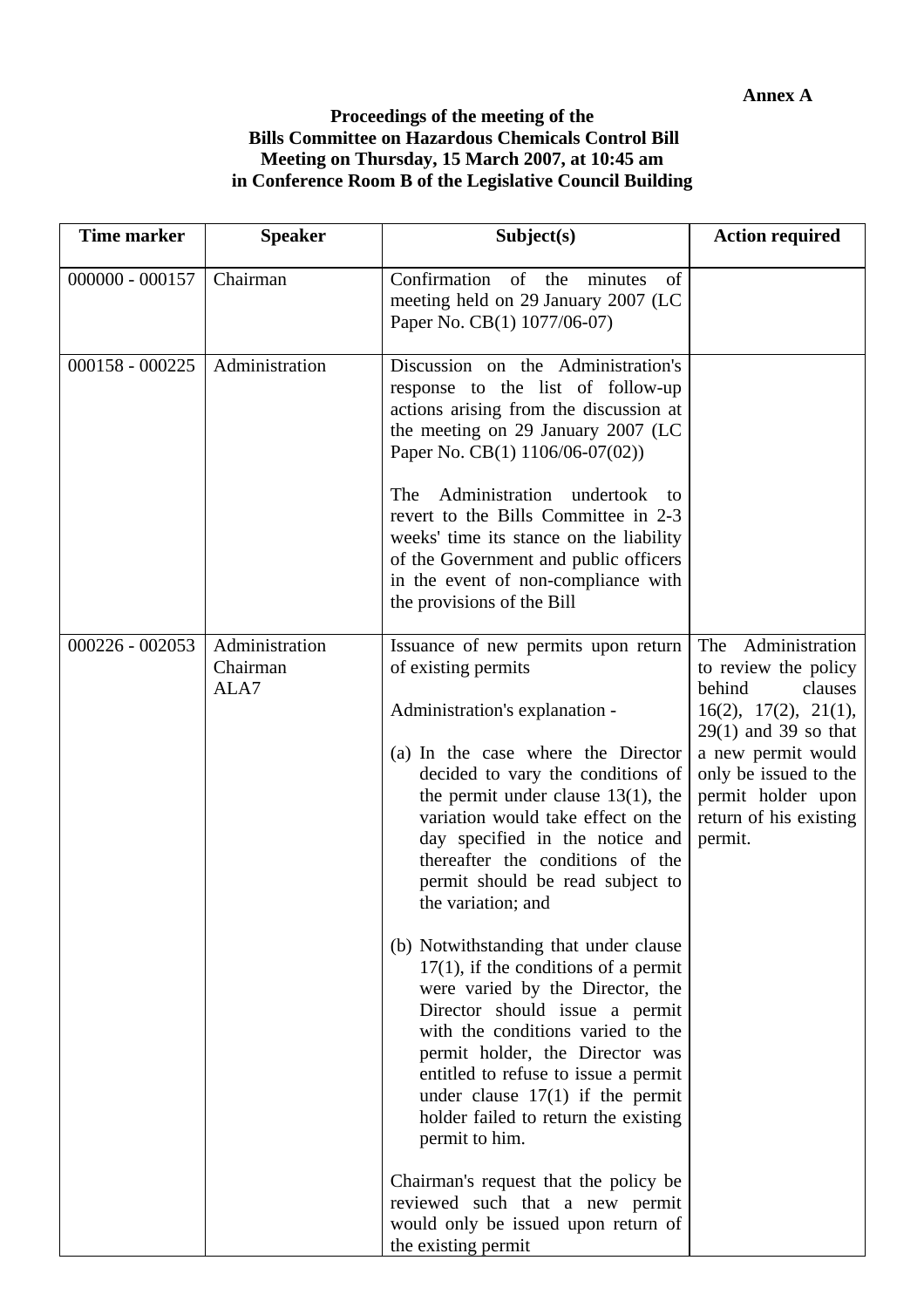**Annex A**

**Proceedings of the meeting of the Bills Committee on Hazardous Chemicals Control Bill Meeting on Thursday, 15 March 2007, at 10:45 am in Conference Room B of the Legislative Council Building**

| Time marker | Speaker | Subject(s) | Action required |
|---|---|---|---|
| 000000 - 000157 | Chairman | Confirmation of the minutes of meeting held on 29 January 2007 (LC Paper No. CB(1) 1077/06-07) | |
| 000158 - 000225 | Administration | Discussion on the Administration's response to the list of follow-up actions arising from the discussion at the meeting on 29 January 2007 (LC Paper No. CB(1) 1106/06-07(02))<br><br>The Administration undertook to revert to the Bills Committee in 2-3 weeks' time its stance on the liability of the Government and public officers in the event of non-compliance with the provisions of the Bill | |
| 000226 - 002053 | Administration<br>Chairman<br>ALA7 | Issuance of new permits upon return of existing permits<br><br>Administration's explanation -<br><br>(a) In the case where the Director decided to vary the conditions of the permit under clause 13(1), the variation would take effect on the day specified in the notice and thereafter the conditions of the permit should be read subject to the variation; and<br><br>(b) Notwithstanding that under clause 17(1), if the conditions of a permit were varied by the Director, the Director should issue a permit with the conditions varied to the permit holder, the Director was entitled to refuse to issue a permit under clause 17(1) if the permit holder failed to return the existing permit to him.<br><br>Chairman's request that the policy be reviewed such that a new permit would only be issued upon return of the existing permit | The Administration to review the policy behind clauses 16(2), 17(2), 21(1), 29(1) and 39 so that a new permit would only be issued to the permit holder upon return of his existing permit. |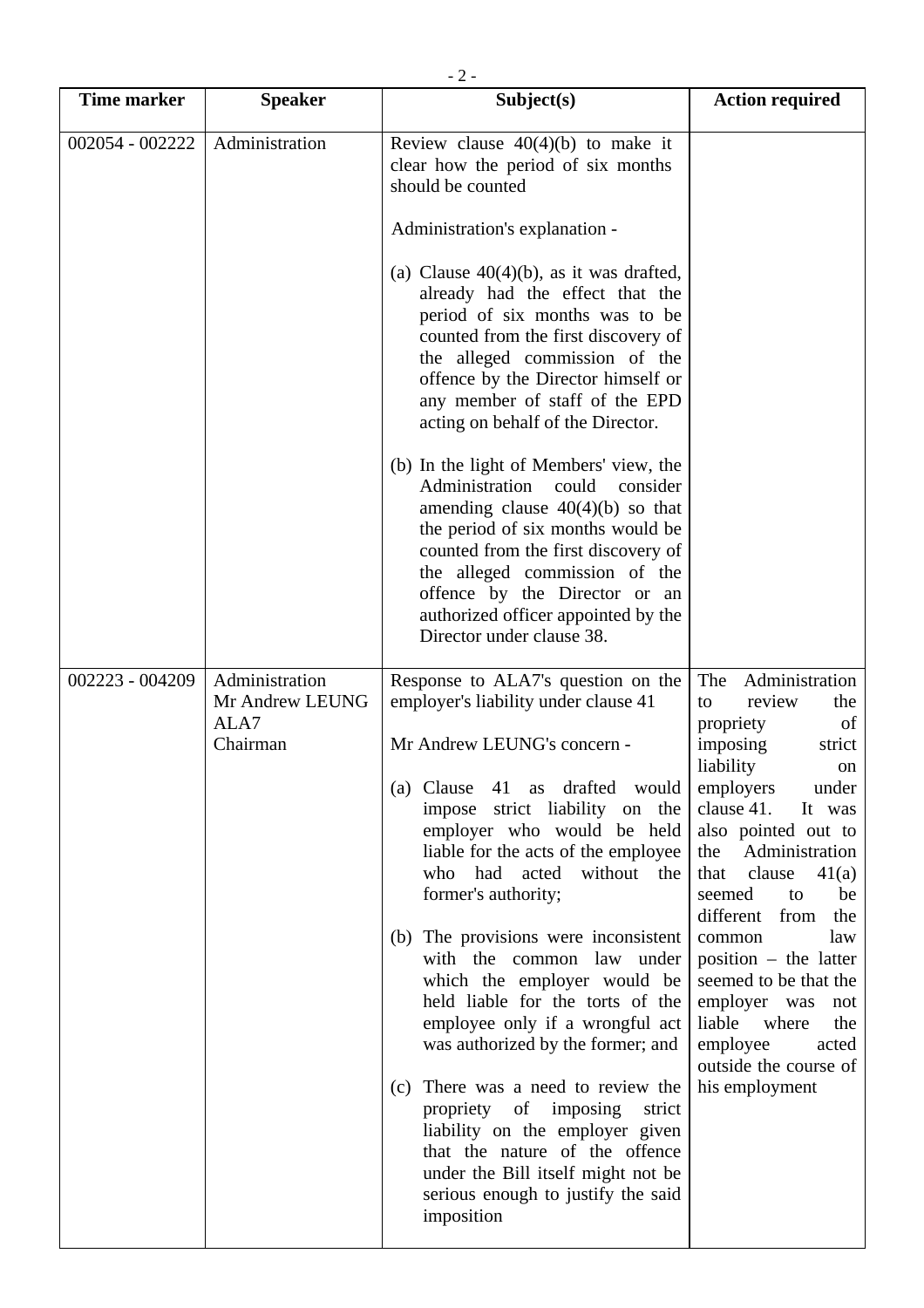| Time marker | Speaker | Subject(s) | Action required |
|---|---|---|---|
| 002054 - 002222 | Administration | Review clause 40(4)(b) to make it clear how the period of six months should be counted<br><br>Administration's explanation -<br><br>(a) Clause 40(4)(b), as it was drafted, already had the effect that the period of six months was to be counted from the first discovery of the alleged commission of the offence by the Director himself or any member of staff of the EPD acting on behalf of the Director.<br><br>(b) In the light of Members' view, the Administration could consider amending clause 40(4)(b) so that the period of six months would be counted from the first discovery of the alleged commission of the offence by the Director or an authorized officer appointed by the Director under clause 38. | |
| 002223 - 004209 | Administration<br>Mr Andrew LEUNG<br>ALA7<br>Chairman | Response to ALA7's question on the employer's liability under clause 41<br><br>Mr Andrew LEUNG's concern -<br><br>(a) Clause 41 as drafted would impose strict liability on the employer who would be held liable for the acts of the employee who had acted without the former's authority;<br><br>(b) The provisions were inconsistent with the common law under which the employer would be held liable for the torts of the employee only if a wrongful act was authorized by the former; and<br><br>(c) There was a need to review the propriety of imposing strict liability on the employer given that the nature of the offence under the Bill itself might not be serious enough to justify the said imposition | The Administration to review the propriety of imposing strict liability on employers under clause 41. It was also pointed out to the Administration that clause 41(a) seemed to be different from the common law position – the latter seemed to be that the employer was not liable where the employee acted outside the course of his employment |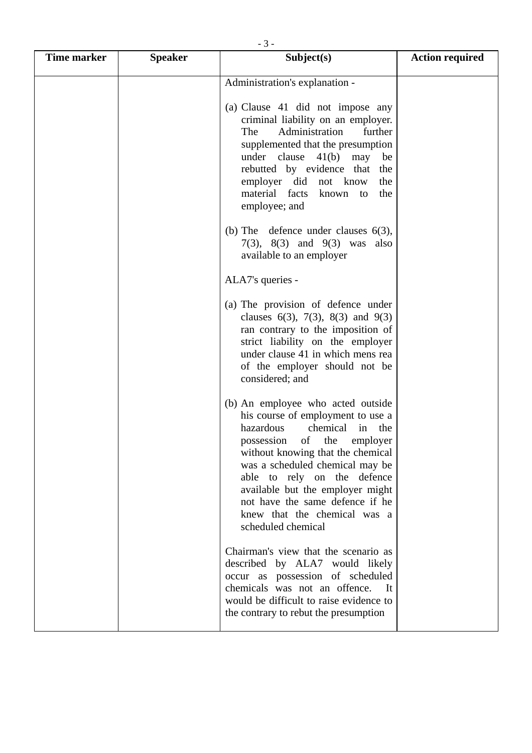| Time marker | Speaker | Subject(s) | Action required |
|---|---|---|---|
| | | Administration's explanation -<br><br>(a) Clause 41 did not impose any criminal liability on an employer. The Administration further supplemented that the presumption under clause 41(b) may be rebutted by evidence that the employer did not know the material facts known to the employee; and<br><br>(b) The defence under clauses 6(3), 7(3), 8(3) and 9(3) was also available to an employer<br><br>ALA7's queries -<br><br>(a) The provision of defence under clauses 6(3), 7(3), 8(3) and 9(3) ran contrary to the imposition of strict liability on the employer under clause 41 in which mens rea of the employer should not be considered; and<br><br>(b) An employee who acted outside his course of employment to use a hazardous chemical in the possession of the employer without knowing that the chemical was a scheduled chemical may be able to rely on the defence available but the employer might not have the same defence if he knew that the chemical was a scheduled chemical<br><br>Chairman's view that the scenario as described by ALA7 would likely occur as possession of scheduled chemicals was not an offence. It would be difficult to raise evidence to the contrary to rebut the presumption | |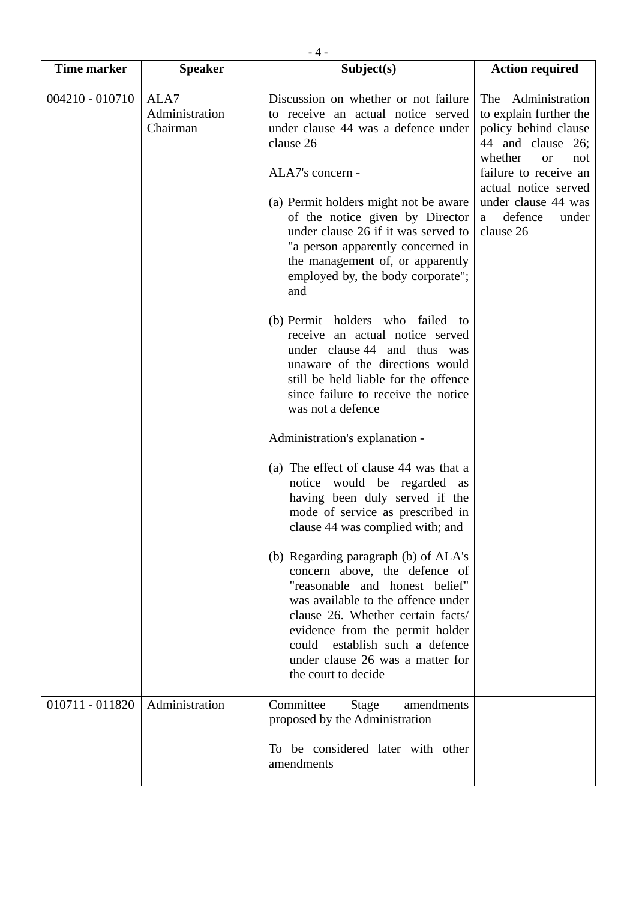| Time marker | Speaker | Subject(s) | Action required |
|---|---|---|---|
| 004210 - 010710 | ALA7<br>Administration<br>Chairman | Discussion on whether or not failure to receive an actual notice served under clause 44 was a defence under clause 26<br><br>ALA7's concern -<br><br>(a) Permit holders might not be aware of the notice given by Director under clause 26 if it was served to "a person apparently concerned in the management of, or apparently employed by, the body corporate"; and<br><br>(b) Permit holders who failed to receive an actual notice served under clause 44 and thus was unaware of the directions would still be held liable for the offence since failure to receive the notice was not a defence<br><br>Administration's explanation -<br><br>(a) The effect of clause 44 was that a notice would be regarded as having been duly served if the mode of service as prescribed in clause 44 was complied with; and<br><br>(b) Regarding paragraph (b) of ALA's concern above, the defence of "reasonable and honest belief" was available to the offence under clause 26. Whether certain facts/ evidence from the permit holder could establish such a defence under clause 26 was a matter for the court to decide | The Administration to explain further the policy behind clause 44 and clause 26; whether or not failure to receive an actual notice served under clause 44 was a defence under clause 26 |
| 010711 - 011820 | Administration | Committee Stage amendments proposed by the Administration<br><br>To be considered later with other amendments | |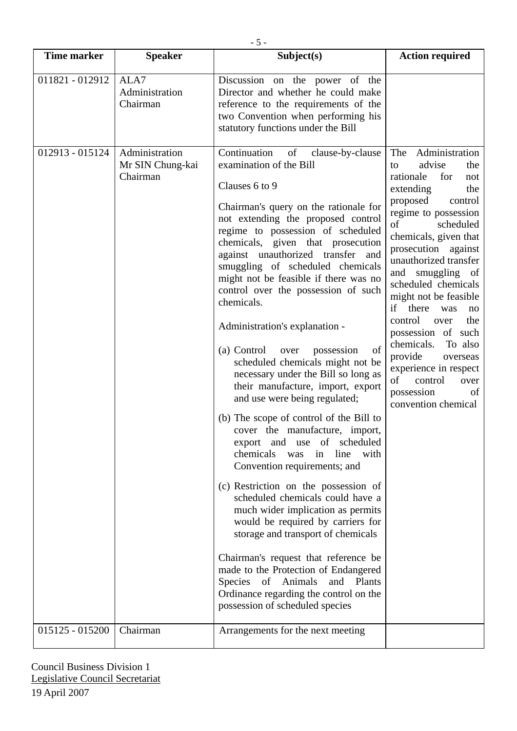| Time marker | Speaker | Subject(s) | Action required |
|---|---|---|---|
| 011821 - 012912 | ALA7<br>Administration<br>Chairman | Discussion on the power of the Director and whether he could make reference to the requirements of the two Convention when performing his statutory functions under the Bill | |
| 012913 - 015124 | Administration<br>Mr SIN Chung-kai<br>Chairman | Continuation of clause-by-clause examination of the Bill<br><br>Clauses 6 to 9<br><br>Chairman's query on the rationale for not extending the proposed control regime to possession of scheduled chemicals, given that prosecution against unauthorized transfer and smuggling of scheduled chemicals might not be feasible if there was no control over the possession of such chemicals.<br><br>Administration's explanation -<br><br>(a) Control over possession of scheduled chemicals might not be necessary under the Bill so long as their manufacture, import, export and use were being regulated;<br><br>(b) The scope of control of the Bill to cover the manufacture, import, export and use of scheduled chemicals was in line with Convention requirements; and<br><br>(c) Restriction on the possession of scheduled chemicals could have a much wider implication as permits would be required by carriers for storage and transport of chemicals<br><br>Chairman's request that reference be made to the Protection of Endangered Species of Animals and Plants Ordinance regarding the control on the possession of scheduled species | The Administration to advise the rationale for not extending the proposed control regime to possession of scheduled chemicals, given that prosecution against unauthorized transfer and smuggling of scheduled chemicals might not be feasible if there was no control over the possession of such chemicals. To also provide overseas experience in respect of control over possession of convention chemical |
| 015125 - 015200 | Chairman | Arrangements for the next meeting | |

Council Business Division 1
Legislative Council Secretariat
19 April 2007